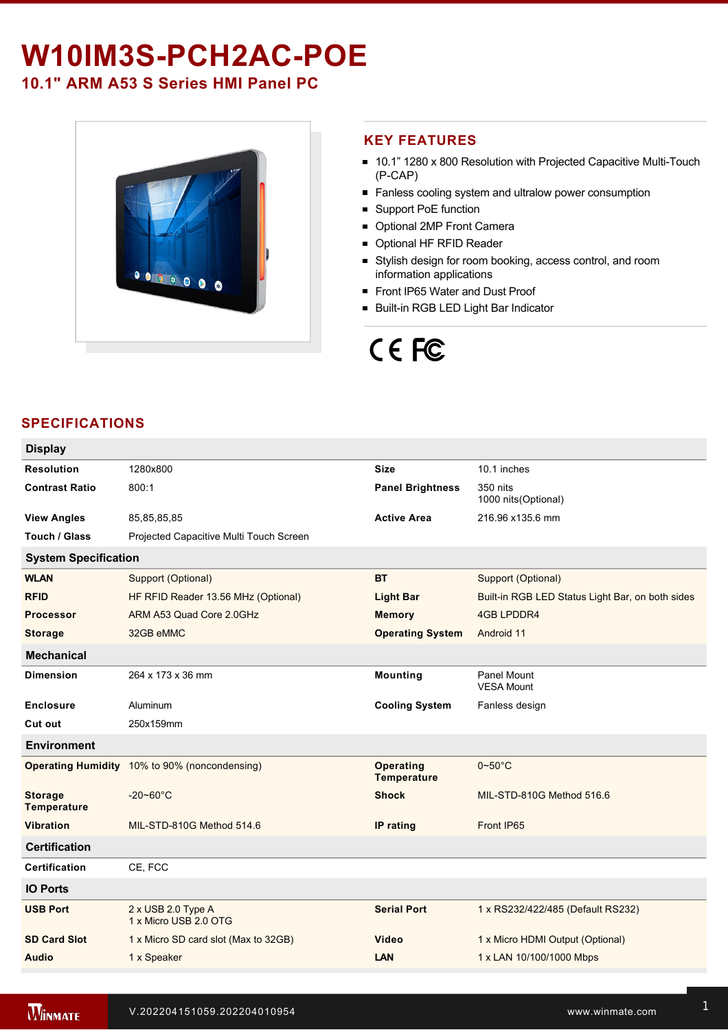# W10IM3S-PCH2AC-POE

## 10.1" ARM A53 S Series HMI Panel PC

## KEY FEATURES

- 10.1" 1280 x 800 Resolution with Projected Capacitive Multi-Touch (P-CAP)
- Fanless cooling system and ultralow power consumption
- Support PoE function
- Optional 2MP Front Camera
- Optional HF RFID Reader
- Stylish design for room booking, access control, and room information applications
- Front IP65 Water and Dust Proof
- Built-in RGB LED Light Bar Indicator

## SPECIFICATIONS

### Display

| | | | |
|---|---|---|---|
| **Resolution** | 1280x800 | **Size** | 10.1 inches |
| **Contrast Ratio** | 800:1 | **Panel Brightness** | 350 nits<br>1000 nits(Optional) |
| **View Angles** | 85,85,85,85 | **Active Area** | 216.96 x135.6 mm |
| **Touch / Glass** | Projected Capacitive Multi Touch Screen | | |

### System Specification

| | | | |
|---|---|---|---|
| **WLAN** | Support (Optional) | **BT** | Support (Optional) |
| **RFID** | HF RFID Reader 13.56 MHz (Optional) | **Light Bar** | Built-in RGB LED Status Light Bar, on both sides |
| **Processor** | ARM A53 Quad Core 2.0GHz | **Memory** | 4GB LPDDR4 |
| **Storage** | 32GB eMMC | **Operating System** | Android 11 |

### Mechanical

| | | | |
|---|---|---|---|
| **Dimension** | 264 x 173 x 36 mm | **Mounting** | Panel Mount<br>VESA Mount |
| **Enclosure** | Aluminum | **Cooling System** | Fanless design |
| **Cut out** | 250x159mm | | |

### Environment

| | | | |
|---|---|---|---|
| **Operating Humidity** | 10% to 90% (noncondensing) | **Operating Temperature** | 0~50°C |
| **Storage Temperature** | -20~60°C | **Shock** | MIL-STD-810G Method 516.6 |
| **Vibration** | MIL-STD-810G Method 514.6 | **IP rating** | Front IP65 |

### Certification

| | |
|---|---|
| **Certification** | CE, FCC |

### IO Ports

| | | | |
|---|---|---|---|
| **USB Port** | 2 x USB 2.0 Type A<br>1 x Micro USB 2.0 OTG | **Serial Port** | 1 x RS232/422/485 (Default RS232) |
| **SD Card Slot** | 1 x Micro SD card slot (Max to 32GB) | **Video** | 1 x Micro HDMI Output (Optional) |
| **Audio** | 1 x Speaker | **LAN** | 1 x LAN 10/100/1000 Mbps |

V.202204151059.202204010954 www.winmate.com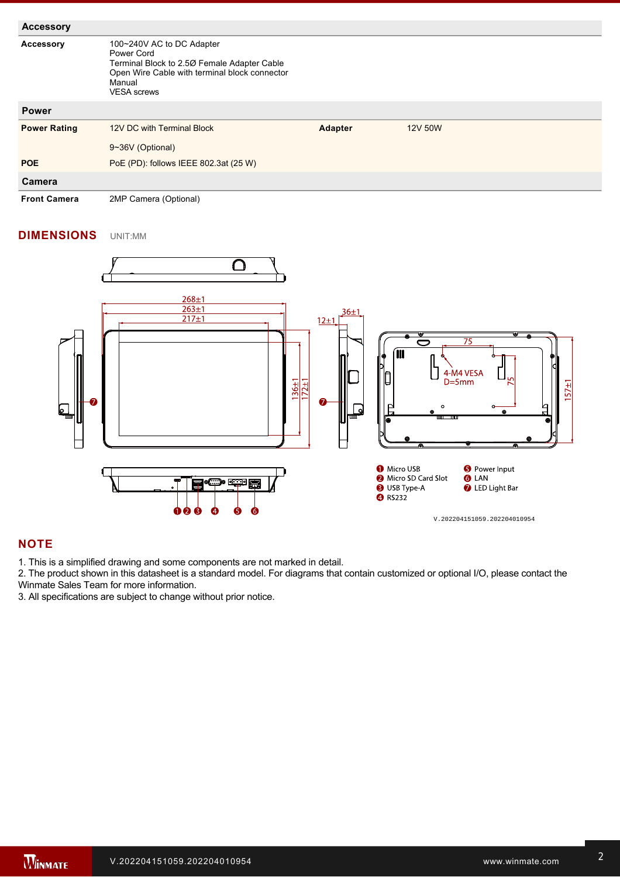## Accessory

| | |
|---|---|
| **Accessory** | 100~240V AC to DC Adapter<br>Power Cord<br>Terminal Block to 2.5Ø Female Adapter Cable<br>Open Wire Cable with terminal block connector<br>Manual<br>VESA screws |

## Power

| | | | |
|---|---|---|---|
| **Power Rating** | 12V DC with Terminal Block<br><br>9~36V (Optional) | **Adapter** | 12V 50W |
| **POE** | PoE (PD): follows IEEE 802.3at (25 W) | | |

## Camera

| | |
|---|---|
| **Front Camera** | 2MP Camera (Optional) |

## DIMENSIONS

UNIT:MM

268±1
263±1
217±1
136±1
172±1
12±1
36±1
75
75
4-M4 VESA
D=5mm
157±1

❶ Micro USB
❷ Micro SD Card Slot
❸ USB Type-A
❹ RS232
❺ Power Input
❻ LAN
❼ LED Light Bar

V.202204151059.202204010954

## NOTE

1. This is a simplified drawing and some components are not marked in detail.
2. The product shown in this datasheet is a standard model. For diagrams that contain customized or optional I/O, please contact the Winmate Sales Team for more information.
3. All specifications are subject to change without prior notice.